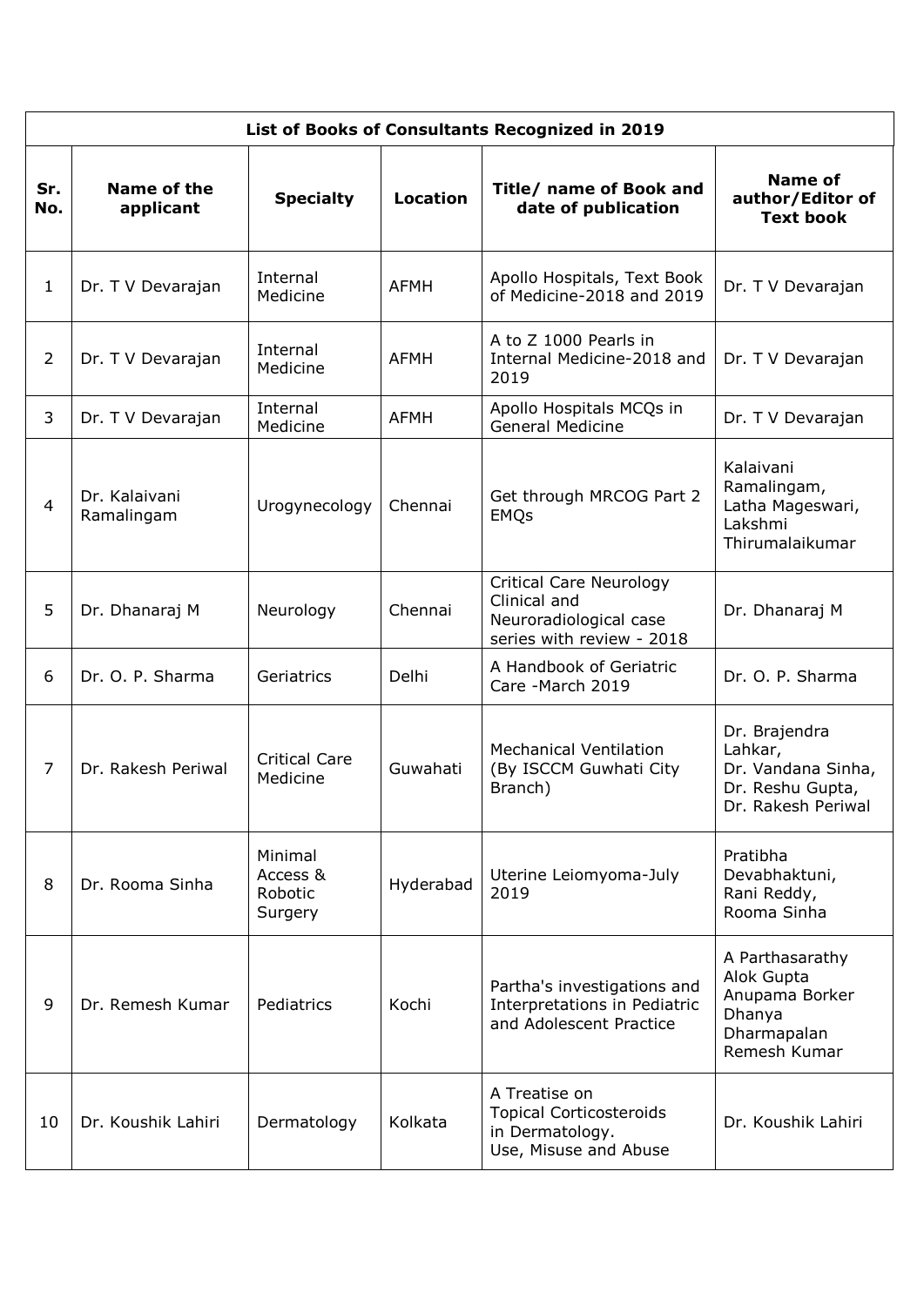| List of Books of Consultants Recognized in 2019 | | | | | |
|---|---|---|---|---|---|
| **Sr. No.** | **Name of the applicant** | **Specialty** | **Location** | **Title/ name of Book and date of publication** | **Name of author/Editor of Text book** |
| 1 | Dr. T V Devarajan | Internal Medicine | AFMH | Apollo Hospitals, Text Book of Medicine-2018 and 2019 | Dr. T V Devarajan |
| 2 | Dr. T V Devarajan | Internal Medicine | AFMH | A to Z 1000 Pearls in Internal Medicine-2018 and 2019 | Dr. T V Devarajan |
| 3 | Dr. T V Devarajan | Internal Medicine | AFMH | Apollo Hospitals MCQs in General Medicine | Dr. T V Devarajan |
| 4 | Dr. Kalaivani Ramalingam | Urogynecology | Chennai | Get through MRCOG Part 2 EMQs | Kalaivani Ramalingam, Latha Mageswari, Lakshmi Thirumalaikumar |
| 5 | Dr. Dhanaraj M | Neurology | Chennai | Critical Care Neurology Clinical and Neuroradiological case series with review - 2018 | Dr. Dhanaraj M |
| 6 | Dr. O. P. Sharma | Geriatrics | Delhi | A Handbook of Geriatric Care -March 2019 | Dr. O. P. Sharma |
| 7 | Dr. Rakesh Periwal | Critical Care Medicine | Guwahati | Mechanical Ventilation (By ISCCM Guwhati City Branch) | Dr. Brajendra Lahkar, Dr. Vandana Sinha, Dr. Reshu Gupta, Dr. Rakesh Periwal |
| 8 | Dr. Rooma Sinha | Minimal Access & Robotic Surgery | Hyderabad | Uterine Leiomyoma-July 2019 | Pratibha Devabhaktuni, Rani Reddy, Rooma Sinha |
| 9 | Dr. Remesh Kumar | Pediatrics | Kochi | Partha's investigations and Interpretations in Pediatric and Adolescent Practice | A Parthasarathy Alok Gupta Anupama Borker Dhanya Dharmapalan Remesh Kumar |
| 10 | Dr. Koushik Lahiri | Dermatology | Kolkata | A Treatise on Topical Corticosteroids in Dermatology. Use, Misuse and Abuse | Dr. Koushik Lahiri |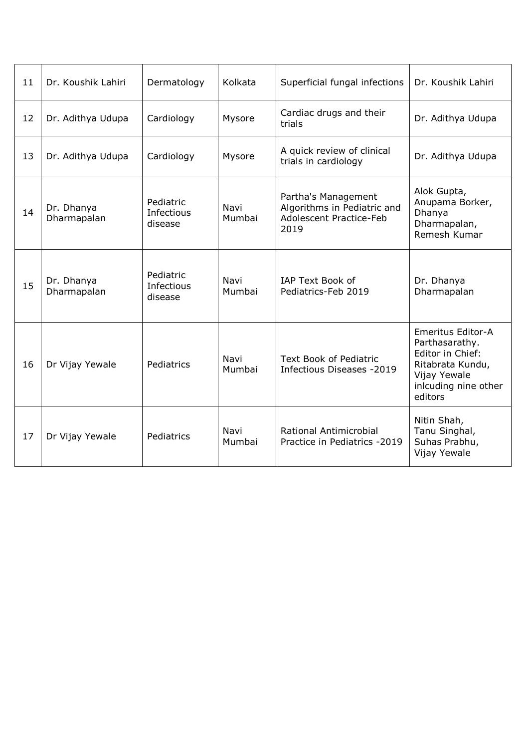| | | | | | |
|---|---|---|---|---|---|
| 11 | Dr. Koushik Lahiri | Dermatology | Kolkata | Superficial fungal infections | Dr. Koushik Lahiri |
| 12 | Dr. Adithya Udupa | Cardiology | Mysore | Cardiac drugs and their trials | Dr. Adithya Udupa |
| 13 | Dr. Adithya Udupa | Cardiology | Mysore | A quick review of clinical trials in cardiology | Dr. Adithya Udupa |
| 14 | Dr. Dhanya Dharmapalan | Pediatric Infectious disease | Navi Mumbai | Partha's Management Algorithms in Pediatric and Adolescent Practice-Feb 2019 | Alok Gupta, Anupama Borker, Dhanya Dharmapalan, Remesh Kumar |
| 15 | Dr. Dhanya Dharmapalan | Pediatric Infectious disease | Navi Mumbai | IAP Text Book of Pediatrics-Feb 2019 | Dr. Dhanya Dharmapalan |
| 16 | Dr Vijay Yewale | Pediatrics | Navi Mumbai | Text Book of Pediatric Infectious Diseases -2019 | Emeritus Editor-A Parthasarathy. Editor in Chief: Ritabrata Kundu, Vijay Yewale inlcuding nine other editors |
| 17 | Dr Vijay Yewale | Pediatrics | Navi Mumbai | Rational Antimicrobial Practice in Pediatrics -2019 | Nitin Shah, Tanu Singhal, Suhas Prabhu, Vijay Yewale |